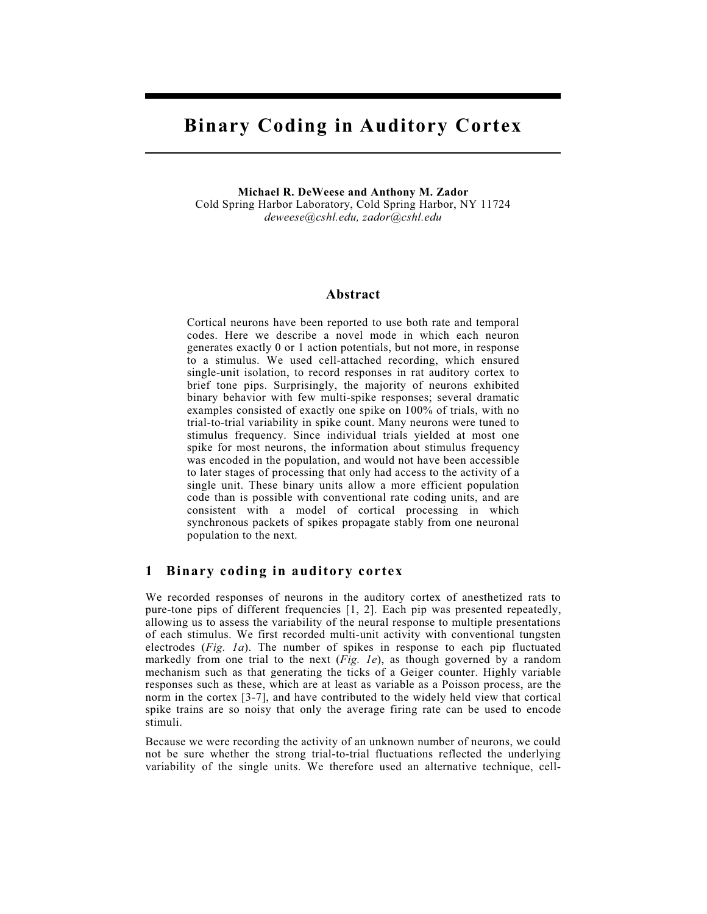# Binary Coding in Auditory Cortex

**Michael R. DeWeese and Anthony M. Zador**
Cold Spring Harbor Laboratory, Cold Spring Harbor, NY 11724
*deweese@cshl.edu, zador@cshl.edu*

## Abstract

Cortical neurons have been reported to use both rate and temporal codes. Here we describe a novel mode in which each neuron generates exactly 0 or 1 action potentials, but not more, in response to a stimulus. We used cell-attached recording, which ensured single-unit isolation, to record responses in rat auditory cortex to brief tone pips. Surprisingly, the majority of neurons exhibited binary behavior with few multi-spike responses; several dramatic examples consisted of exactly one spike on 100% of trials, with no trial-to-trial variability in spike count. Many neurons were tuned to stimulus frequency. Since individual trials yielded at most one spike for most neurons, the information about stimulus frequency was encoded in the population, and would not have been accessible to later stages of processing that only had access to the activity of a single unit. These binary units allow a more efficient population code than is possible with conventional rate coding units, and are consistent with a model of cortical processing in which synchronous packets of spikes propagate stably from one neuronal population to the next.

## 1 Binary coding in auditory cortex

We recorded responses of neurons in the auditory cortex of anesthetized rats to pure-tone pips of different frequencies [1, 2]. Each pip was presented repeatedly, allowing us to assess the variability of the neural response to multiple presentations of each stimulus. We first recorded multi-unit activity with conventional tungsten electrodes (*Fig. 1a*). The number of spikes in response to each pip fluctuated markedly from one trial to the next (*Fig. 1e*), as though governed by a random mechanism such as that generating the ticks of a Geiger counter. Highly variable responses such as these, which are at least as variable as a Poisson process, are the norm in the cortex [3-7], and have contributed to the widely held view that cortical spike trains are so noisy that only the average firing rate can be used to encode stimuli.

Because we were recording the activity of an unknown number of neurons, we could not be sure whether the strong trial-to-trial fluctuations reflected the underlying variability of the single units. We therefore used an alternative technique, cell-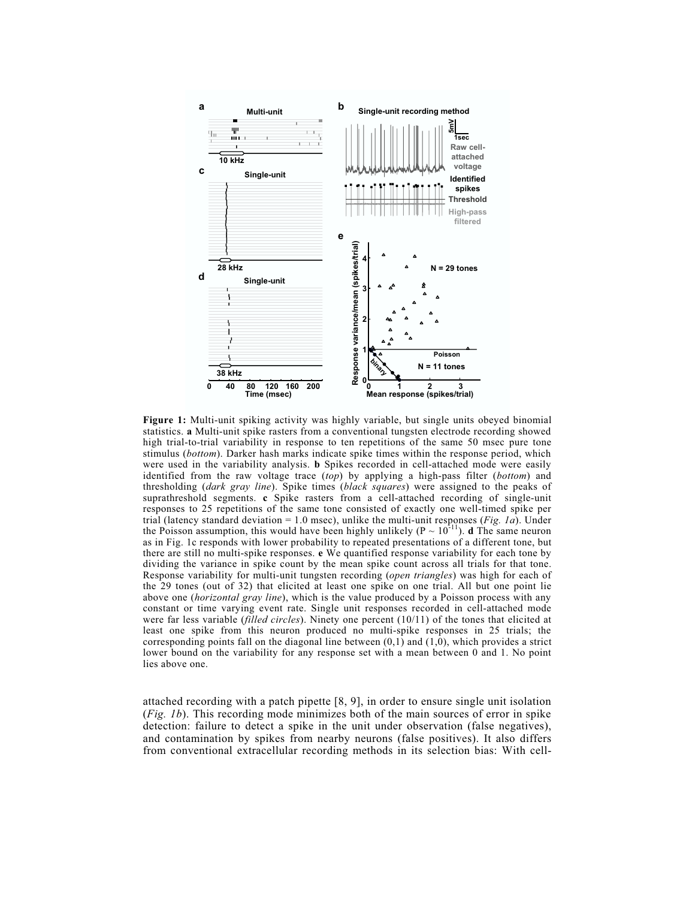**Figure 1:** Multi-unit spiking activity was highly variable, but single units obeyed binomial statistics. **a** Multi-unit spike rasters from a conventional tungsten electrode recording showed high trial-to-trial variability in response to ten repetitions of the same 50 msec pure tone stimulus (*bottom*). Darker hash marks indicate spike times within the response period, which were used in the variability analysis. **b** Spikes recorded in cell-attached mode were easily identified from the raw voltage trace (*top*) by applying a high-pass filter (*bottom*) and thresholding (*dark gray line*). Spike times (*black squares*) were assigned to the peaks of suprathreshold segments. **c** Spike rasters from a cell-attached recording of single-unit responses to 25 repetitions of the same tone consisted of exactly one well-timed spike per trial (latency standard deviation = 1.0 msec), unlike the multi-unit responses (*Fig. 1a*). Under the Poisson assumption, this would have been highly unlikely ($P \sim 10^{-11}$). **d** The same neuron as in Fig. 1c responds with lower probability to repeated presentations of a different tone, but there are still no multi-spike responses. **e** We quantified response variability for each tone by dividing the variance in spike count by the mean spike count across all trials for that tone. Response variability for multi-unit tungsten recording (*open triangles*) was high for each of the 29 tones (out of 32) that elicited at least one spike on one trial. All but one point lie above one (*horizontal gray line*), which is the value produced by a Poisson process with any constant or time varying event rate. Single unit responses recorded in cell-attached mode were far less variable (*filled circles*). Ninety one percent (10/11) of the tones that elicited at least one spike from this neuron produced no multi-spike responses in 25 trials; the corresponding points fall on the diagonal line between (0,1) and (1,0), which provides a strict lower bound on the variability for any response set with a mean between 0 and 1. No point lies above one.

attached recording with a patch pipette [8, 9], in order to ensure single unit isolation (*Fig. 1b*). This recording mode minimizes both of the main sources of error in spike detection: failure to detect a spike in the unit under observation (false negatives), and contamination by spikes from nearby neurons (false positives). It also differs from conventional extracellular recording methods in its selection bias: With cell-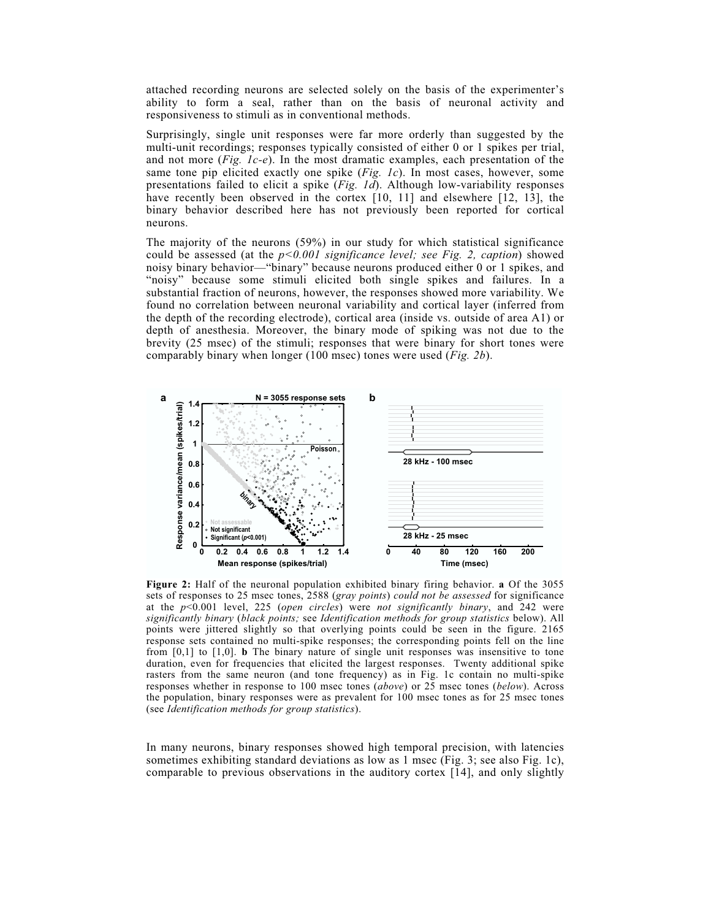attached recording neurons are selected solely on the basis of the experimenter's ability to form a seal, rather than on the basis of neuronal activity and responsiveness to stimuli as in conventional methods.

Surprisingly, single unit responses were far more orderly than suggested by the multi-unit recordings; responses typically consisted of either 0 or 1 spikes per trial, and not more (*Fig. 1c-e*). In the most dramatic examples, each presentation of the same tone pip elicited exactly one spike (*Fig. 1c*). In most cases, however, some presentations failed to elicit a spike (*Fig. 1d*). Although low-variability responses have recently been observed in the cortex [10, 11] and elsewhere [12, 13], the binary behavior described here has not previously been reported for cortical neurons.

The majority of the neurons (59%) in our study for which statistical significance could be assessed (at the *p<0.001 significance level; see Fig. 2, caption*) showed noisy binary behavior—"binary" because neurons produced either 0 or 1 spikes, and "noisy" because some stimuli elicited both single spikes and failures. In a substantial fraction of neurons, however, the responses showed more variability. We found no correlation between neuronal variability and cortical layer (inferred from the depth of the recording electrode), cortical area (inside vs. outside of area A1) or depth of anesthesia. Moreover, the binary mode of spiking was not due to the brevity (25 msec) of the stimuli; responses that were binary for short tones were comparably binary when longer (100 msec) tones were used (*Fig. 2b*).

**Figure 2:** Half of the neuronal population exhibited binary firing behavior. **a** Of the 3055 sets of responses to 25 msec tones, 2588 (*gray points*) *could not be assessed* for significance at the *p*<0.001 level, 225 (*open circles*) were *not significantly binary*, and 242 were *significantly binary* (*black points;* see *Identification methods for group statistics* below). All points were jittered slightly so that overlying points could be seen in the figure. 2165 response sets contained no multi-spike responses; the corresponding points fell on the line from [0,1] to [1,0]. **b** The binary nature of single unit responses was insensitive to tone duration, even for frequencies that elicited the largest responses. Twenty additional spike rasters from the same neuron (and tone frequency) as in Fig. 1c contain no multi-spike responses whether in response to 100 msec tones (*above*) or 25 msec tones (*below*). Across the population, binary responses were as prevalent for 100 msec tones as for 25 msec tones (see *Identification methods for group statistics*).

In many neurons, binary responses showed high temporal precision, with latencies sometimes exhibiting standard deviations as low as 1 msec (Fig. 3; see also Fig. 1c), comparable to previous observations in the auditory cortex [14], and only slightly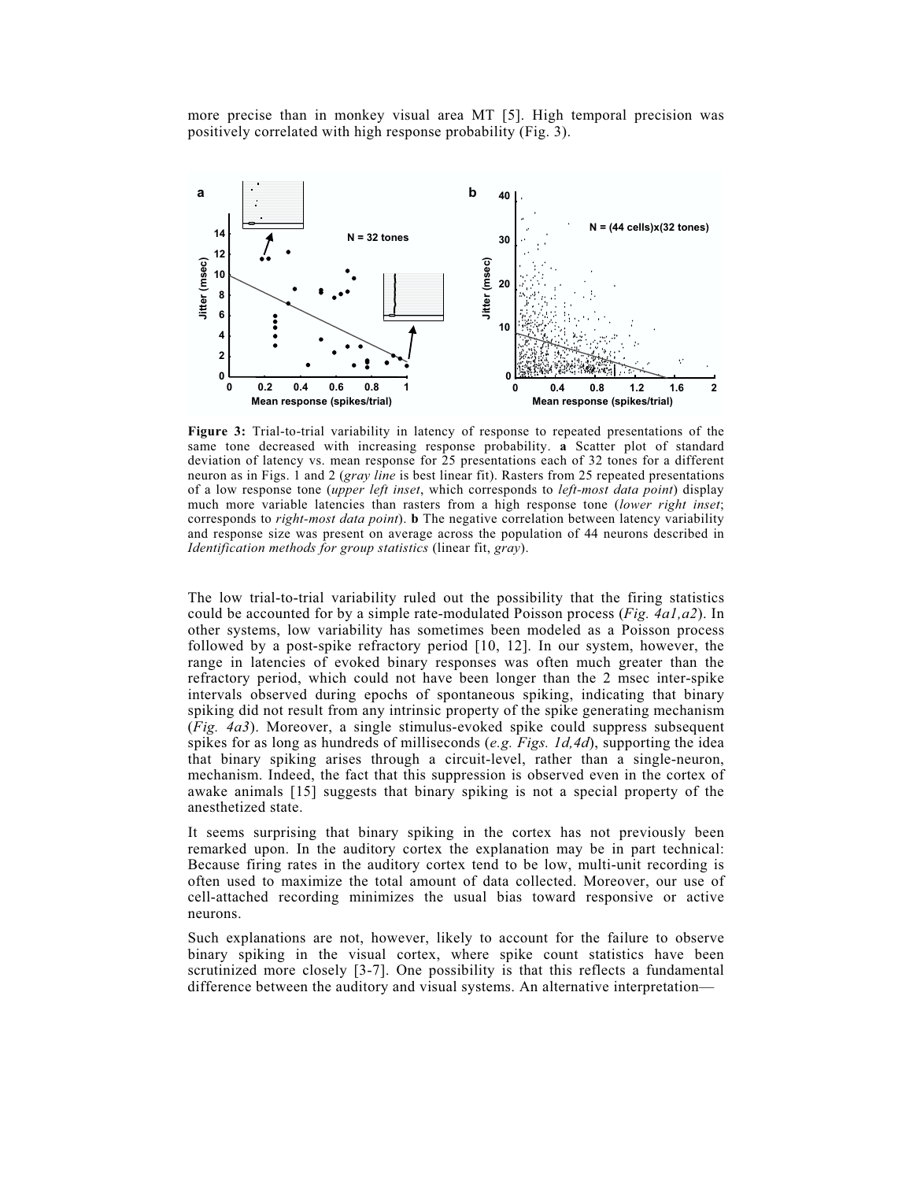more precise than in monkey visual area MT [5]. High temporal precision was positively correlated with high response probability (Fig. 3).

**Figure 3:** Trial-to-trial variability in latency of response to repeated presentations of the same tone decreased with increasing response probability. **a** Scatter plot of standard deviation of latency vs. mean response for 25 presentations each of 32 tones for a different neuron as in Figs. 1 and 2 (*gray line* is best linear fit). Rasters from 25 repeated presentations of a low response tone (*upper left inset*, which corresponds to *left-most data point*) display much more variable latencies than rasters from a high response tone (*lower right inset*; corresponds to *right-most data point*). **b** The negative correlation between latency variability and response size was present on average across the population of 44 neurons described in *Identification methods for group statistics* (linear fit, *gray*).

The low trial-to-trial variability ruled out the possibility that the firing statistics could be accounted for by a simple rate-modulated Poisson process (*Fig. 4a1,a2*). In other systems, low variability has sometimes been modeled as a Poisson process followed by a post-spike refractory period [10, 12]. In our system, however, the range in latencies of evoked binary responses was often much greater than the refractory period, which could not have been longer than the 2 msec inter-spike intervals observed during epochs of spontaneous spiking, indicating that binary spiking did not result from any intrinsic property of the spike generating mechanism (*Fig. 4a3*). Moreover, a single stimulus-evoked spike could suppress subsequent spikes for as long as hundreds of milliseconds (*e.g. Figs. 1d,4d*), supporting the idea that binary spiking arises through a circuit-level, rather than a single-neuron, mechanism. Indeed, the fact that this suppression is observed even in the cortex of awake animals [15] suggests that binary spiking is not a special property of the anesthetized state.

It seems surprising that binary spiking in the cortex has not previously been remarked upon. In the auditory cortex the explanation may be in part technical: Because firing rates in the auditory cortex tend to be low, multi-unit recording is often used to maximize the total amount of data collected. Moreover, our use of cell-attached recording minimizes the usual bias toward responsive or active neurons.

Such explanations are not, however, likely to account for the failure to observe binary spiking in the visual cortex, where spike count statistics have been scrutinized more closely [3-7]. One possibility is that this reflects a fundamental difference between the auditory and visual systems. An alternative interpretation—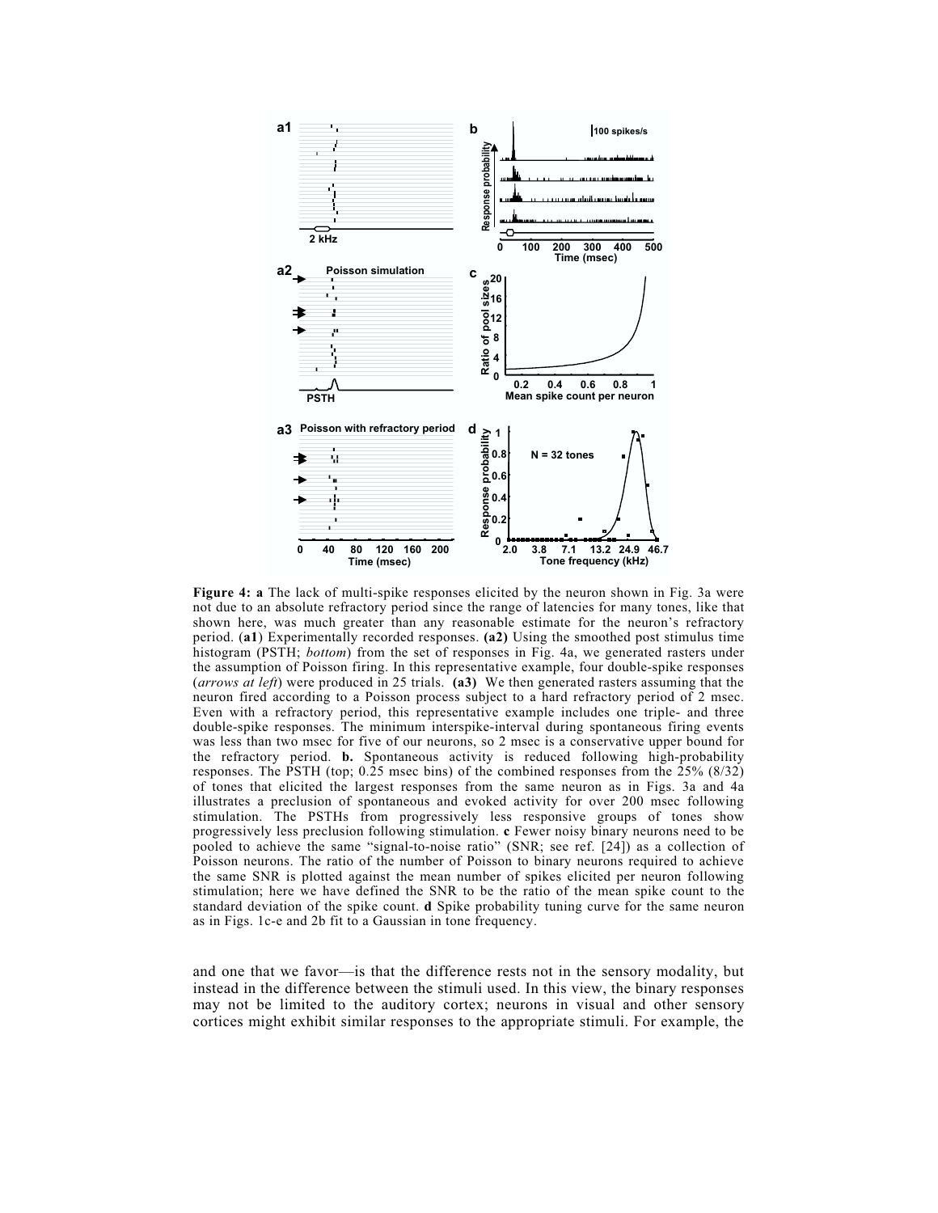**Figure 4: a** The lack of multi-spike responses elicited by the neuron shown in Fig. 3a were not due to an absolute refractory period since the range of latencies for many tones, like that shown here, was much greater than any reasonable estimate for the neuron's refractory period. (**a1**) Experimentally recorded responses. **(a2)** Using the smoothed post stimulus time histogram (PSTH; *bottom*) from the set of responses in Fig. 4a, we generated rasters under the assumption of Poisson firing. In this representative example, four double-spike responses (*arrows at left*) were produced in 25 trials. **(a3)** We then generated rasters assuming that the neuron fired according to a Poisson process subject to a hard refractory period of 2 msec. Even with a refractory period, this representative example includes one triple- and three double-spike responses. The minimum interspike-interval during spontaneous firing events was less than two msec for five of our neurons, so 2 msec is a conservative upper bound for the refractory period. **b.** Spontaneous activity is reduced following high-probability responses. The PSTH (top; 0.25 msec bins) of the combined responses from the 25% (8/32) of tones that elicited the largest responses from the same neuron as in Figs. 3a and 4a illustrates a preclusion of spontaneous and evoked activity for over 200 msec following stimulation. The PSTHs from progressively less responsive groups of tones show progressively less preclusion following stimulation. **c** Fewer noisy binary neurons need to be pooled to achieve the same "signal-to-noise ratio" (SNR; see ref. [24]) as a collection of Poisson neurons. The ratio of the number of Poisson to binary neurons required to achieve the same SNR is plotted against the mean number of spikes elicited per neuron following stimulation; here we have defined the SNR to be the ratio of the mean spike count to the standard deviation of the spike count. **d** Spike probability tuning curve for the same neuron as in Figs. 1c-e and 2b fit to a Gaussian in tone frequency.

and one that we favor—is that the difference rests not in the sensory modality, but instead in the difference between the stimuli used. In this view, the binary responses may not be limited to the auditory cortex; neurons in visual and other sensory cortices might exhibit similar responses to the appropriate stimuli. For example, the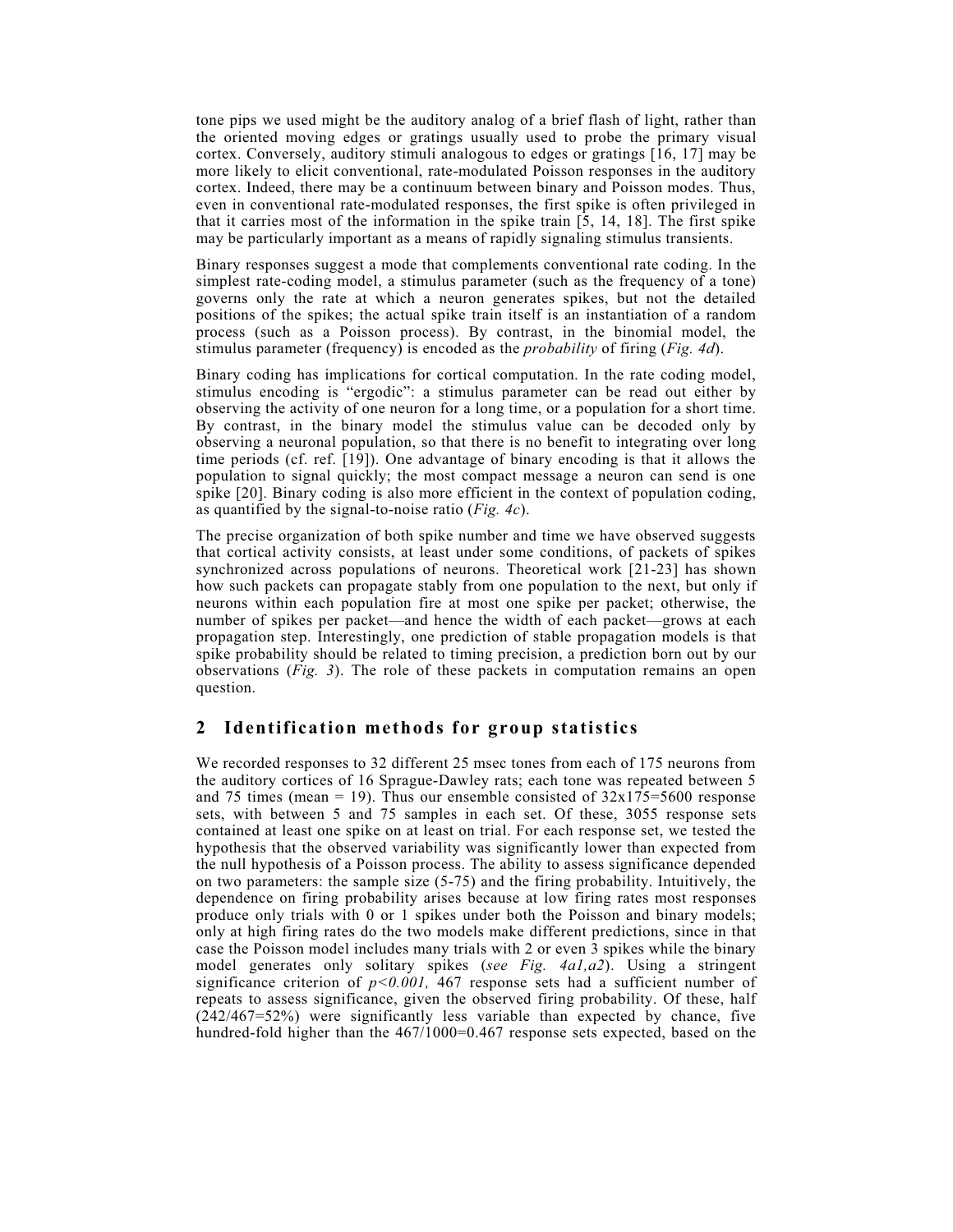tone pips we used might be the auditory analog of a brief flash of light, rather than the oriented moving edges or gratings usually used to probe the primary visual cortex. Conversely, auditory stimuli analogous to edges or gratings [16, 17] may be more likely to elicit conventional, rate-modulated Poisson responses in the auditory cortex. Indeed, there may be a continuum between binary and Poisson modes. Thus, even in conventional rate-modulated responses, the first spike is often privileged in that it carries most of the information in the spike train [5, 14, 18]. The first spike may be particularly important as a means of rapidly signaling stimulus transients.

Binary responses suggest a mode that complements conventional rate coding. In the simplest rate-coding model, a stimulus parameter (such as the frequency of a tone) governs only the rate at which a neuron generates spikes, but not the detailed positions of the spikes; the actual spike train itself is an instantiation of a random process (such as a Poisson process). By contrast, in the binomial model, the stimulus parameter (frequency) is encoded as the *probability* of firing (*Fig. 4d*).

Binary coding has implications for cortical computation. In the rate coding model, stimulus encoding is "ergodic": a stimulus parameter can be read out either by observing the activity of one neuron for a long time, or a population for a short time. By contrast, in the binary model the stimulus value can be decoded only by observing a neuronal population, so that there is no benefit to integrating over long time periods (cf. ref. [19]). One advantage of binary encoding is that it allows the population to signal quickly; the most compact message a neuron can send is one spike [20]. Binary coding is also more efficient in the context of population coding, as quantified by the signal-to-noise ratio (*Fig. 4c*).

The precise organization of both spike number and time we have observed suggests that cortical activity consists, at least under some conditions, of packets of spikes synchronized across populations of neurons. Theoretical work [21-23] has shown how such packets can propagate stably from one population to the next, but only if neurons within each population fire at most one spike per packet; otherwise, the number of spikes per packet—and hence the width of each packet—grows at each propagation step. Interestingly, one prediction of stable propagation models is that spike probability should be related to timing precision, a prediction born out by our observations (*Fig. 3*). The role of these packets in computation remains an open question.

## 2 Identification methods for group statistics

We recorded responses to 32 different 25 msec tones from each of 175 neurons from the auditory cortices of 16 Sprague-Dawley rats; each tone was repeated between 5 and 75 times (mean = 19). Thus our ensemble consisted of 32x175=5600 response sets, with between 5 and 75 samples in each set. Of these, 3055 response sets contained at least one spike on at least on trial. For each response set, we tested the hypothesis that the observed variability was significantly lower than expected from the null hypothesis of a Poisson process. The ability to assess significance depended on two parameters: the sample size (5-75) and the firing probability. Intuitively, the dependence on firing probability arises because at low firing rates most responses produce only trials with 0 or 1 spikes under both the Poisson and binary models; only at high firing rates do the two models make different predictions, since in that case the Poisson model includes many trials with 2 or even 3 spikes while the binary model generates only solitary spikes (*see Fig. 4a1,a2*). Using a stringent significance criterion of $p<0.001$, 467 response sets had a sufficient number of repeats to assess significance, given the observed firing probability. Of these, half (242/467=52%) were significantly less variable than expected by chance, five hundred-fold higher than the 467/1000=0.467 response sets expected, based on the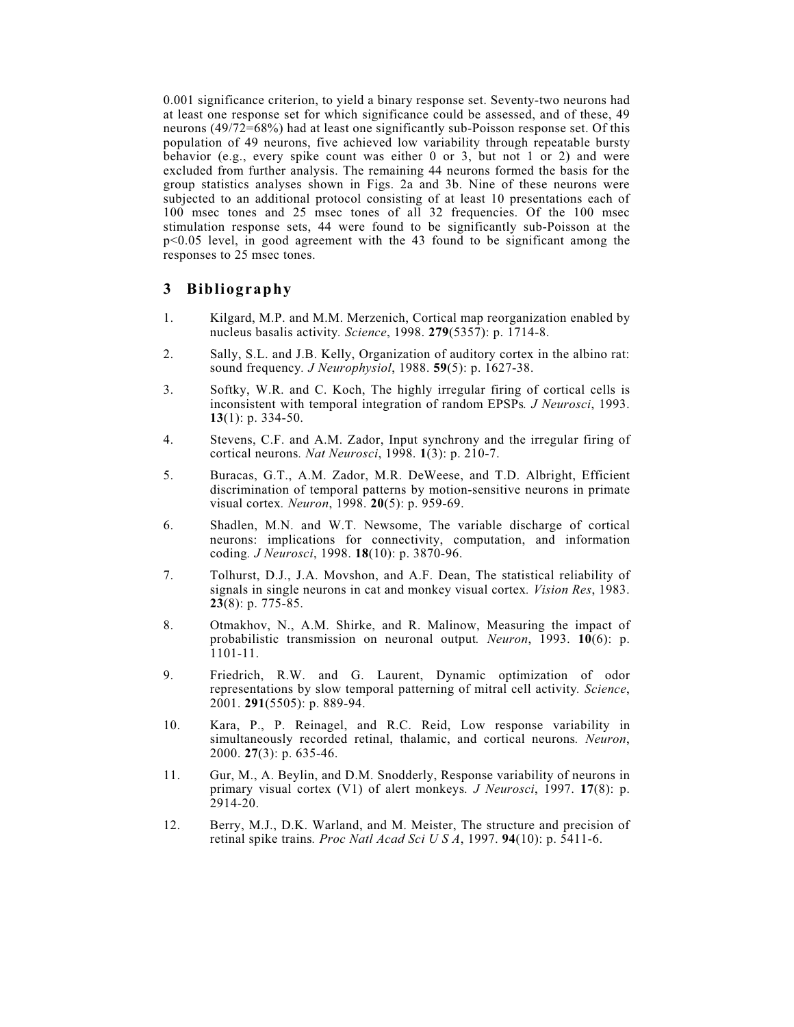0.001 significance criterion, to yield a binary response set. Seventy-two neurons had at least one response set for which significance could be assessed, and of these, 49 neurons (49/72=68%) had at least one significantly sub-Poisson response set. Of this population of 49 neurons, five achieved low variability through repeatable bursty behavior (e.g., every spike count was either 0 or 3, but not 1 or 2) and were excluded from further analysis. The remaining 44 neurons formed the basis for the group statistics analyses shown in Figs. 2a and 3b. Nine of these neurons were subjected to an additional protocol consisting of at least 10 presentations each of 100 msec tones and 25 msec tones of all 32 frequencies. Of the 100 msec stimulation response sets, 44 were found to be significantly sub-Poisson at the $p<0.05$ level, in good agreement with the 43 found to be significant among the responses to 25 msec tones.

## 3 Bibliography

1. Kilgard, M.P. and M.M. Merzenich, Cortical map reorganization enabled by nucleus basalis activity. *Science*, 1998. **279**(5357): p. 1714-8.
2. Sally, S.L. and J.B. Kelly, Organization of auditory cortex in the albino rat: sound frequency. *J Neurophysiol*, 1988. **59**(5): p. 1627-38.
3. Softky, W.R. and C. Koch, The highly irregular firing of cortical cells is inconsistent with temporal integration of random EPSPs. *J Neurosci*, 1993. **13**(1): p. 334-50.
4. Stevens, C.F. and A.M. Zador, Input synchrony and the irregular firing of cortical neurons. *Nat Neurosci*, 1998. **1**(3): p. 210-7.
5. Buracas, G.T., A.M. Zador, M.R. DeWeese, and T.D. Albright, Efficient discrimination of temporal patterns by motion-sensitive neurons in primate visual cortex. *Neuron*, 1998. **20**(5): p. 959-69.
6. Shadlen, M.N. and W.T. Newsome, The variable discharge of cortical neurons: implications for connectivity, computation, and information coding. *J Neurosci*, 1998. **18**(10): p. 3870-96.
7. Tolhurst, D.J., J.A. Movshon, and A.F. Dean, The statistical reliability of signals in single neurons in cat and monkey visual cortex. *Vision Res*, 1983. **23**(8): p. 775-85.
8. Otmakhov, N., A.M. Shirke, and R. Malinow, Measuring the impact of probabilistic transmission on neuronal output. *Neuron*, 1993. **10**(6): p. 1101-11.
9. Friedrich, R.W. and G. Laurent, Dynamic optimization of odor representations by slow temporal patterning of mitral cell activity. *Science*, 2001. **291**(5505): p. 889-94.
10. Kara, P., P. Reinagel, and R.C. Reid, Low response variability in simultaneously recorded retinal, thalamic, and cortical neurons. *Neuron*, 2000. **27**(3): p. 635-46.
11. Gur, M., A. Beylin, and D.M. Snodderly, Response variability of neurons in primary visual cortex (V1) of alert monkeys. *J Neurosci*, 1997. **17**(8): p. 2914-20.
12. Berry, M.J., D.K. Warland, and M. Meister, The structure and precision of retinal spike trains. *Proc Natl Acad Sci U S A*, 1997. **94**(10): p. 5411-6.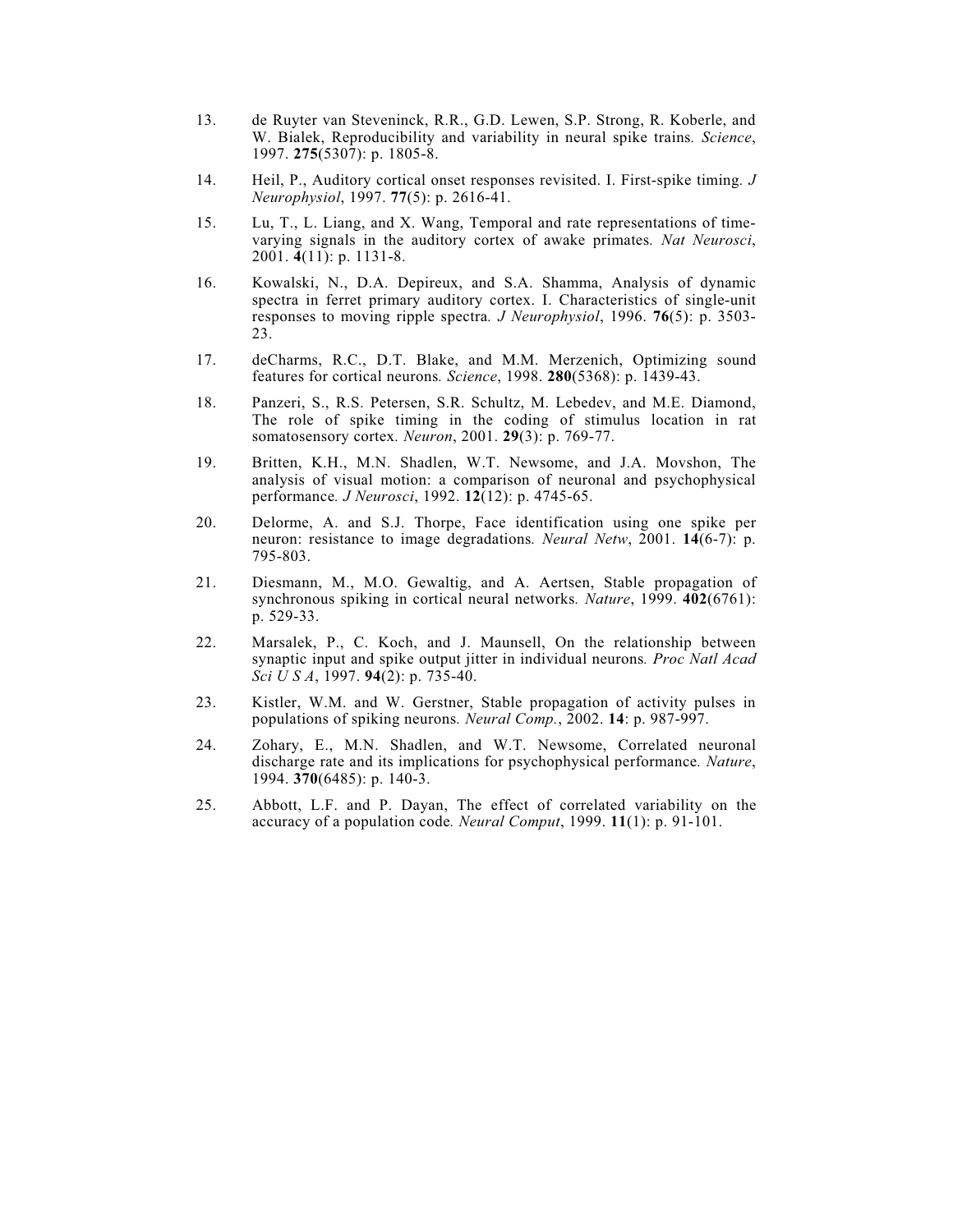13. de Ruyter van Steveninck, R.R., G.D. Lewen, S.P. Strong, R. Koberle, and W. Bialek, Reproducibility and variability in neural spike trains. *Science*, 1997. **275**(5307): p. 1805-8.

14. Heil, P., Auditory cortical onset responses revisited. I. First-spike timing. *J Neurophysiol*, 1997. **77**(5): p. 2616-41.

15. Lu, T., L. Liang, and X. Wang, Temporal and rate representations of time-varying signals in the auditory cortex of awake primates. *Nat Neurosci*, 2001. **4**(11): p. 1131-8.

16. Kowalski, N., D.A. Depireux, and S.A. Shamma, Analysis of dynamic spectra in ferret primary auditory cortex. I. Characteristics of single-unit responses to moving ripple spectra. *J Neurophysiol*, 1996. **76**(5): p. 3503-23.

17. deCharms, R.C., D.T. Blake, and M.M. Merzenich, Optimizing sound features for cortical neurons. *Science*, 1998. **280**(5368): p. 1439-43.

18. Panzeri, S., R.S. Petersen, S.R. Schultz, M. Lebedev, and M.E. Diamond, The role of spike timing in the coding of stimulus location in rat somatosensory cortex. *Neuron*, 2001. **29**(3): p. 769-77.

19. Britten, K.H., M.N. Shadlen, W.T. Newsome, and J.A. Movshon, The analysis of visual motion: a comparison of neuronal and psychophysical performance. *J Neurosci*, 1992. **12**(12): p. 4745-65.

20. Delorme, A. and S.J. Thorpe, Face identification using one spike per neuron: resistance to image degradations. *Neural Netw*, 2001. **14**(6-7): p. 795-803.

21. Diesmann, M., M.O. Gewaltig, and A. Aertsen, Stable propagation of synchronous spiking in cortical neural networks. *Nature*, 1999. **402**(6761): p. 529-33.

22. Marsalek, P., C. Koch, and J. Maunsell, On the relationship between synaptic input and spike output jitter in individual neurons. *Proc Natl Acad Sci U S A*, 1997. **94**(2): p. 735-40.

23. Kistler, W.M. and W. Gerstner, Stable propagation of activity pulses in populations of spiking neurons. *Neural Comp.*, 2002. **14**: p. 987-997.

24. Zohary, E., M.N. Shadlen, and W.T. Newsome, Correlated neuronal discharge rate and its implications for psychophysical performance. *Nature*, 1994. **370**(6485): p. 140-3.

25. Abbott, L.F. and P. Dayan, The effect of correlated variability on the accuracy of a population code. *Neural Comput*, 1999. **11**(1): p. 91-101.